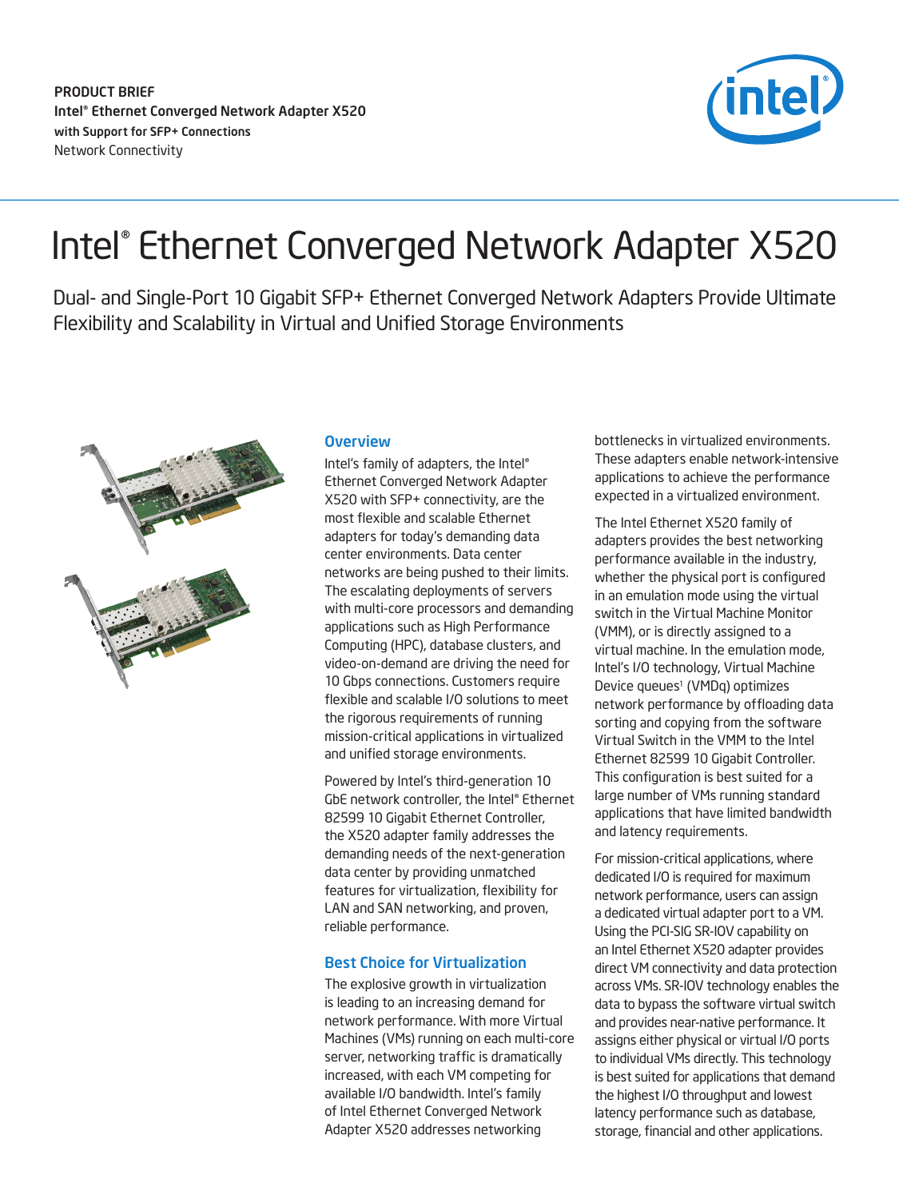PRODUCT BRIEF
Intel® Ethernet Converged Network Adapter X520
with Support for SFP+ Connections
Network Connectivity

# Intel® Ethernet Converged Network Adapter X520

Dual- and Single-Port 10 Gigabit SFP+ Ethernet Converged Network Adapters Provide Ultimate Flexibility and Scalability in Virtual and Unified Storage Environments

## Overview

Intel's family of adapters, the Intel® Ethernet Converged Network Adapter X520 with SFP+ connectivity, are the most flexible and scalable Ethernet adapters for today's demanding data center environments. Data center networks are being pushed to their limits. The escalating deployments of servers with multi-core processors and demanding applications such as High Performance Computing (HPC), database clusters, and video-on-demand are driving the need for 10 Gbps connections. Customers require flexible and scalable I/O solutions to meet the rigorous requirements of running mission-critical applications in virtualized and unified storage environments.

Powered by Intel's third-generation 10 GbE network controller, the Intel® Ethernet 82599 10 Gigabit Ethernet Controller, the X520 adapter family addresses the demanding needs of the next-generation data center by providing unmatched features for virtualization, flexibility for LAN and SAN networking, and proven, reliable performance.

## Best Choice for Virtualization

The explosive growth in virtualization is leading to an increasing demand for network performance. With more Virtual Machines (VMs) running on each multi-core server, networking traffic is dramatically increased, with each VM competing for available I/O bandwidth. Intel's family of Intel Ethernet Converged Network Adapter X520 addresses networking bottlenecks in virtualized environments. These adapters enable network-intensive applications to achieve the performance expected in a virtualized environment.

The Intel Ethernet X520 family of adapters provides the best networking performance available in the industry, whether the physical port is configured in an emulation mode using the virtual switch in the Virtual Machine Monitor (VMM), or is directly assigned to a virtual machine. In the emulation mode, Intel's I/O technology, Virtual Machine Device queues[1] (VMDq) optimizes network performance by offloading data sorting and copying from the software Virtual Switch in the VMM to the Intel Ethernet 82599 10 Gigabit Controller. This configuration is best suited for a large number of VMs running standard applications that have limited bandwidth and latency requirements.

For mission-critical applications, where dedicated I/O is required for maximum network performance, users can assign a dedicated virtual adapter port to a VM. Using the PCI-SIG SR-IOV capability on an Intel Ethernet X520 adapter provides direct VM connectivity and data protection across VMs. SR-IOV technology enables the data to bypass the software virtual switch and provides near-native performance. It assigns either physical or virtual I/O ports to individual VMs directly. This technology is best suited for applications that demand the highest I/O throughput and lowest latency performance such as database, storage, financial and other applications.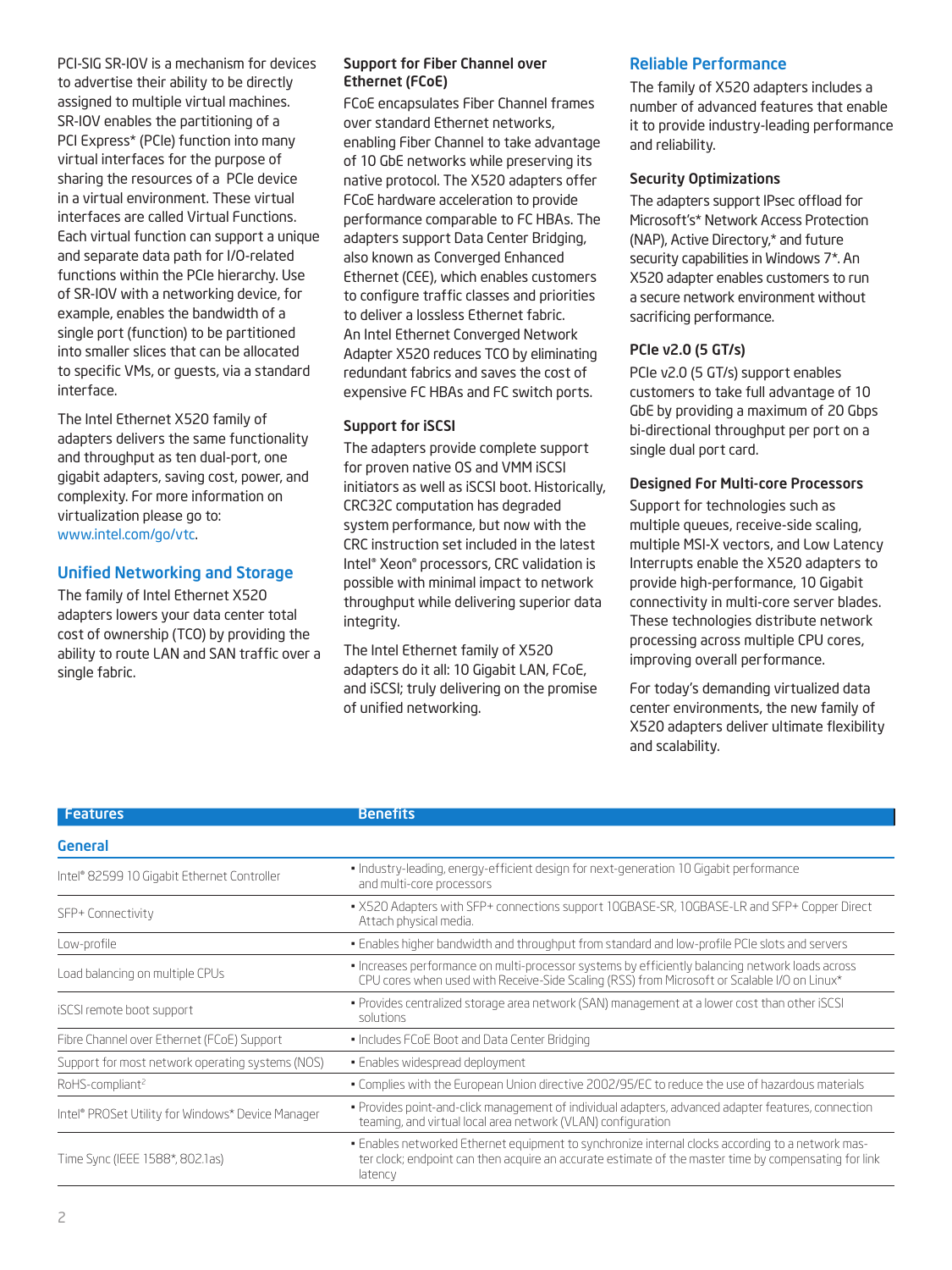PCI-SIG SR-IOV is a mechanism for devices to advertise their ability to be directly assigned to multiple virtual machines. SR-IOV enables the partitioning of a PCI Express* (PCIe) function into many virtual interfaces for the purpose of sharing the resources of a PCIe device in a virtual environment. These virtual interfaces are called Virtual Functions. Each virtual function can support a unique and separate data path for I/O-related functions within the PCIe hierarchy. Use of SR-IOV with a networking device, for example, enables the bandwidth of a single port (function) to be partitioned into smaller slices that can be allocated to specific VMs, or guests, via a standard interface.

The Intel Ethernet X520 family of adapters delivers the same functionality and throughput as ten dual-port, one gigabit adapters, saving cost, power, and complexity. For more information on virtualization please go to: www.intel.com/go/vtc.

## Unified Networking and Storage

The family of Intel Ethernet X520 adapters lowers your data center total cost of ownership (TCO) by providing the ability to route LAN and SAN traffic over a single fabric.

### Support for Fiber Channel over Ethernet (FCoE)

FCoE encapsulates Fiber Channel frames over standard Ethernet networks, enabling Fiber Channel to take advantage of 10 GbE networks while preserving its native protocol. The X520 adapters offer FCoE hardware acceleration to provide performance comparable to FC HBAs. The adapters support Data Center Bridging, also known as Converged Enhanced Ethernet (CEE), which enables customers to configure traffic classes and priorities to deliver a lossless Ethernet fabric. An Intel Ethernet Converged Network Adapter X520 reduces TCO by eliminating redundant fabrics and saves the cost of expensive FC HBAs and FC switch ports.

### Support for iSCSI

The adapters provide complete support for proven native OS and VMM iSCSI initiators as well as iSCSI boot. Historically, CRC32C computation has degraded system performance, but now with the CRC instruction set included in the latest Intel® Xeon® processors, CRC validation is possible with minimal impact to network throughput while delivering superior data integrity.

The Intel Ethernet family of X520 adapters do it all: 10 Gigabit LAN, FCoE, and iSCSI; truly delivering on the promise of unified networking.

## Reliable Performance

The family of X520 adapters includes a number of advanced features that enable it to provide industry-leading performance and reliability.

### Security Optimizations

The adapters support IPsec offload for Microsoft's* Network Access Protection (NAP), Active Directory,* and future security capabilities in Windows 7*. An X520 adapter enables customers to run a secure network environment without sacrificing performance.

### PCIe v2.0 (5 GT/s)

PCIe v2.0 (5 GT/s) support enables customers to take full advantage of 10 GbE by providing a maximum of 20 Gbps bi-directional throughput per port on a single dual port card.

### Designed For Multi-core Processors

Support for technologies such as multiple queues, receive-side scaling, multiple MSI-X vectors, and Low Latency Interrupts enable the X520 adapters to provide high-performance, 10 Gigabit connectivity in multi-core server blades. These technologies distribute network processing across multiple CPU cores, improving overall performance.

For today's demanding virtualized data center environments, the new family of X520 adapters deliver ultimate flexibility and scalability.

| Features | Benefits |
|---|---|
| **General** | |
| Intel® 82599 10 Gigabit Ethernet Controller | • Industry-leading, energy-efficient design for next-generation 10 Gigabit performance and multi-core processors |
| SFP+ Connectivity | • X520 Adapters with SFP+ connections support 10GBASE-SR, 10GBASE-LR and SFP+ Copper Direct Attach physical media. |
| Low-profile | • Enables higher bandwidth and throughput from standard and low-profile PCIe slots and servers |
| Load balancing on multiple CPUs | • Increases performance on multi-processor systems by efficiently balancing network loads across CPU cores when used with Receive-Side Scaling (RSS) from Microsoft or Scalable I/O on Linux* |
| iSCSI remote boot support | • Provides centralized storage area network (SAN) management at a lower cost than other iSCSI solutions |
| Fibre Channel over Ethernet (FCoE) Support | • Includes FCoE Boot and Data Center Bridging |
| Support for most network operating systems (NOS) | • Enables widespread deployment |
| RoHS-compliant[2] | • Complies with the European Union directive 2002/95/EC to reduce the use of hazardous materials |
| Intel® PROSet Utility for Windows* Device Manager | • Provides point-and-click management of individual adapters, advanced adapter features, connection teaming, and virtual local area network (VLAN) configuration |
| Time Sync (IEEE 1588*, 802.1as) | • Enables networked Ethernet equipment to synchronize internal clocks according to a network master clock; endpoint can then acquire an accurate estimate of the master time by compensating for link latency |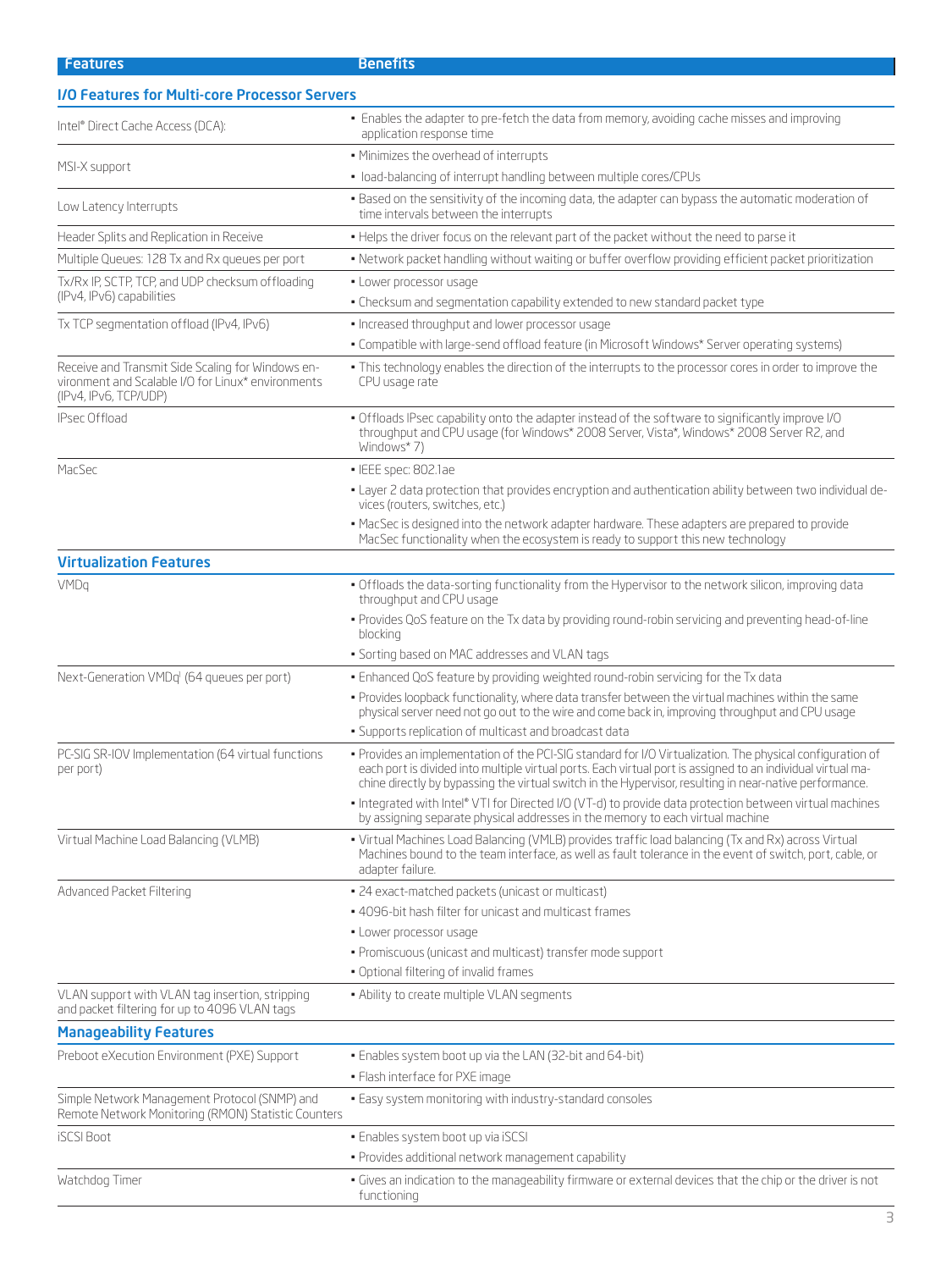| Features | Benefits |
|---|---|
| **I/O Features for Multi-core Processor Servers** | |
| Intel® Direct Cache Access (DCA): | • Enables the adapter to pre-fetch the data from memory, avoiding cache misses and improving application response time |
| MSI-X support | • Minimizes the overhead of interrupts<br>• load-balancing of interrupt handling between multiple cores/CPUs |
| Low Latency Interrupts | • Based on the sensitivity of the incoming data, the adapter can bypass the automatic moderation of time intervals between the interrupts |
| Header Splits and Replication in Receive | • Helps the driver focus on the relevant part of the packet without the need to parse it |
| Multiple Queues: 128 Tx and Rx queues per port | • Network packet handling without waiting or buffer overflow providing efficient packet prioritization |
| Tx/Rx IP, SCTP, TCP, and UDP checksum offloading (IPv4, IPv6) capabilities | • Lower processor usage<br>• Checksum and segmentation capability extended to new standard packet type |
| Tx TCP segmentation offload (IPv4, IPv6) | • Increased throughput and lower processor usage<br>• Compatible with large-send offload feature (in Microsoft Windows* Server operating systems) |
| Receive and Transmit Side Scaling for Windows environment and Scalable I/O for Linux* environments (IPv4, IPv6, TCP/UDP) | • This technology enables the direction of the interrupts to the processor cores in order to improve the CPU usage rate |
| IPsec Offload | • Offloads IPsec capability onto the adapter instead of the software to significantly improve I/O throughput and CPU usage (for Windows* 2008 Server, Vista*, Windows* 2008 Server R2, and Windows* 7) |
| MacSec | • IEEE spec: 802.1ae<br>• Layer 2 data protection that provides encryption and authentication ability between two individual devices (routers, switches, etc.)<br>• MacSec is designed into the network adapter hardware. These adapters are prepared to provide MacSec functionality when the ecosystem is ready to support this new technology |
| **Virtualization Features** | |
| VMDq | • Offloads the data-sorting functionality from the Hypervisor to the network silicon, improving data throughput and CPU usage<br>• Provides QoS feature on the Tx data by providing round-robin servicing and preventing head-of-line blocking<br>• Sorting based on MAC addresses and VLAN tags |
| Next-Generation VMDq[1] (64 queues per port) | • Enhanced QoS feature by providing weighted round-robin servicing for the Tx data<br>• Provides loopback functionality, where data transfer between the virtual machines within the same physical server need not go out to the wire and come back in, improving throughput and CPU usage<br>• Supports replication of multicast and broadcast data |
| PC-SIG SR-IOV Implementation (64 virtual functions per port) | • Provides an implementation of the PCI-SIG standard for I/O Virtualization. The physical configuration of each port is divided into multiple virtual ports. Each virtual port is assigned to an individual virtual machine directly by bypassing the virtual switch in the Hypervisor, resulting in near-native performance.<br>• Integrated with Intel® VTI for Directed I/O (VT-d) to provide data protection between virtual machines by assigning separate physical addresses in the memory to each virtual machine |
| Virtual Machine Load Balancing (VLMB) | • Virtual Machines Load Balancing (VMLB) provides traffic load balancing (Tx and Rx) across Virtual Machines bound to the team interface, as well as fault tolerance in the event of switch, port, cable, or adapter failure. |
| Advanced Packet Filtering | • 24 exact-matched packets (unicast or multicast)<br>• 4096-bit hash filter for unicast and multicast frames<br>• Lower processor usage<br>• Promiscuous (unicast and multicast) transfer mode support<br>• Optional filtering of invalid frames |
| VLAN support with VLAN tag insertion, stripping and packet filtering for up to 4096 VLAN tags | • Ability to create multiple VLAN segments |
| **Manageability Features** | |
| Preboot eXecution Environment (PXE) Support | • Enables system boot up via the LAN (32-bit and 64-bit)<br>• Flash interface for PXE image |
| Simple Network Management Protocol (SNMP) and Remote Network Monitoring (RMON) Statistic Counters | • Easy system monitoring with industry-standard consoles |
| iSCSI Boot | • Enables system boot up via iSCSI<br>• Provides additional network management capability |
| Watchdog Timer | • Gives an indication to the manageability firmware or external devices that the chip or the driver is not functioning |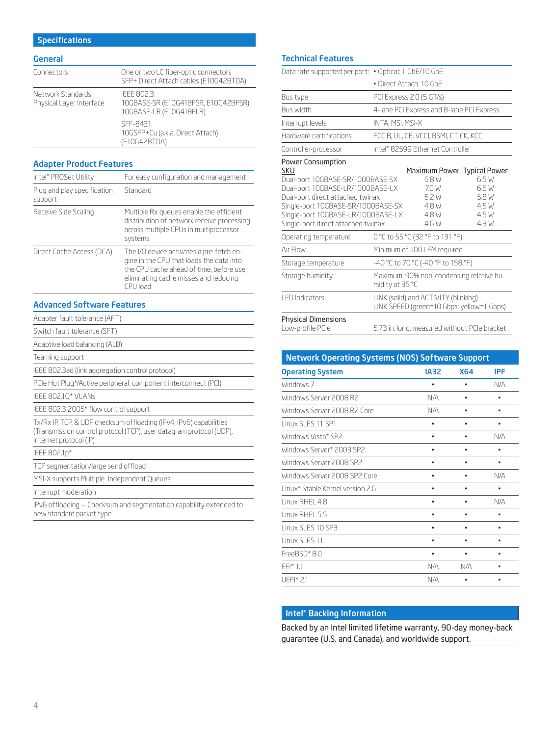## Specifications

### General

| | |
|---|---|
| Connectors | One or two LC fiber-optic connectors SFP+ Direct Attach cables (E10G42BTDA) |
| Network Standards Physical Layer Interface | IEEE 802.3: 10GBASE-SR (E10G41BFSR, E10G42BFSR) 10GBASE-LR (E10G41BFLR) SFF-8431: 10GSFP+Cu (a.k.a. Direct Attach) (E10G42BTDA) |

### Adapter Product Features

| | |
|---|---|
| Intel® PROSet Utility | For easy configuration and management |
| Plug and play specification support | Standard |
| Receive Side Scaling | Multiple Rx queues enable the efficient distribution of network receive processing across multiple CPUs in multiprocessor systems |
| Direct Cache Access (DCA) | The I/O device activates a pre-fetch engine in the CPU that loads the data into the CPU cache ahead of time, before use, eliminating cache misses and reducing CPU load |

### Advanced Software Features

- Adapter fault tolerance (AFT)
- Switch fault tolerance (SFT)
- Adaptive load balancing (ALB)
- Teaming support
- IEEE 802.3ad (link aggregation control protocol)
- PCIe Hot Plug*/Active peripheral component interconnect (PCI)
- IEEE 802.1Q* VLANs
- IEEE 802.3 2005* flow control support
- Tx/Rx IP, TCP, & UDP checksum offloading (IPv4, IPv6) capabilities (Transmission control protocol (TCP), user datagram protocol (UDP), Internet protocol (IP)
- IEEE 802.1p*
- TCP segmentation/large send offload
- MSI-X supports Multiple Independent Queues
- Interrupt moderation
- IPv6 offloading – Checksum and segmentation capability extended to new standard packet type

### Technical Features

| | |
|---|---|
| Data rate supported per port: | • Optical: 1 GbE/10 GbE<br>• Direct Attach: 10 GbE |
| Bus type | PCI Express 2.0 (5 GT/s) |
| Bus width | 4-lane PCI Express and 8-lane PCI Express |
| Interrupt levels | INTA, MSI, MSI-X |
| Hardware certifications | FCC B, UL, CE, VCCI, BSMI, CTICK, KCC |
| Controller-processor | Intel® 82599 Ethernet Controller |

**Power Consumption**

| SKU | Maximum Power | Typical Power |
|---|---|---|
| Dual-port 10GBASE-SR/1000BASE-SX | 6.8 W | 6.5 W |
| Dual-port 10GBASE-LR/1000BASE-LX | 7.0 W | 6.6 W |
| Dual-port direct attached twinax | 6.2 W | 5.8 W |
| Single-port 10GBASE-SR/1000BASE-SX | 4.8 W | 4.5 W |
| Single-port 10GBASE-LR/1000BASE-LX | 4.8 W | 4.5 W |
| Single-port direct attached twinax | 4.6 W | 4.3 W |

| | |
|---|---|
| Operating temperature | 0 °C to 55 °C (32 °F to 131 °F) |
| Air Flow | Minimum of 100 LFM required |
| Storage temperature | -40 °C to 70 °C (-40 °F to 158 °F) |
| Storage humidity | Maximum: 90% non-condensing relative humidity at 35 °C |
| LED Indicators | LINK (solid) and ACTIVITY (blinking) LINK SPEED (green=10 Gbps; yellow=1 Gbps) |
| **Physical Dimensions** Low-profile PCIe | 5.73 in. long, measured without PCIe bracket |

## Network Operating Systems (NOS) Software Support

| Operating System | IA32 | X64 | IPF |
|---|---|---|---|
| Windows 7 | • | • | N/A |
| Windows Server 2008 R2 | N/A | • | • |
| Windows Server 2008 R2 Core | N/A | • | • |
| Linux SLES 11 SP1 | • | • | • |
| Windows Vista* SP2 | • | • | N/A |
| Windows Server* 2003 SP2 | • | • | • |
| Windows Server 2008 SP2 | • | • | • |
| Windows Server 2008 SP2 Core | • | • | N/A |
| Linux* Stable Kernel version 2.6 | • | • | • |
| Linux RHEL 4.8 | • | • | N/A |
| Linux RHEL 5.5 | • | • | • |
| Linux SLES 10 SP3 | • | • | • |
| Linux SLES 11 | • | • | • |
| FreeBSD* 8.0 | • | • | • |
| EFI* 1.1 | N/A | N/A | • |
| UEFI* 2.1 | N/A | • | • |

## Intel® Backing Information

Backed by an Intel limited lifetime warranty, 90-day money-back guarantee (U.S. and Canada), and worldwide support.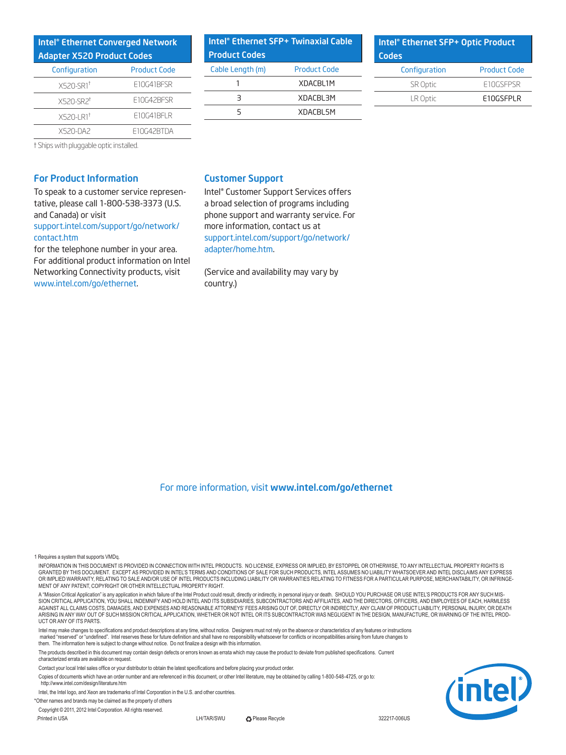## Intel® Ethernet Converged Network Adapter X520 Product Codes

| Configuration | Product Code |
|---|---|
| X520-SR1† | E10G41BFSR |
| X520-SR2† | E10G42BFSR |
| X520-LR1† | E10G41BFLR |
| X520-DA2 | E10G42BTDA |

† Ships with pluggable optic installed.

## Intel® Ethernet SFP+ Twinaxial Cable Product Codes

| Cable Length (m) | Product Code |
|---|---|
| 1 | XDACBL1M |
| 3 | XDACBL3M |
| 5 | XDACBL5M |

## Intel® Ethernet SFP+ Optic Product Codes

| Configuration | Product Code |
|---|---|
| SR Optic | E10GSFPSR |
| LR Optic | E10GSFPLR |

## For Product Information

To speak to a customer service representative, please call 1-800-538-3373 (U.S. and Canada) or visit support.intel.com/support/go/network/contact.htm for the telephone number in your area. For additional product information on Intel Networking Connectivity products, visit www.intel.com/go/ethernet.

## Customer Support

Intel® Customer Support Services offers a broad selection of programs including phone support and warranty service. For more information, contact us at support.intel.com/support/go/network/adapter/home.htm.

(Service and availability may vary by country.)

For more information, visit **www.intel.com/go/ethernet**

1 Requires a system that supports VMDq.

INFORMATION IN THIS DOCUMENT IS PROVIDED IN CONNECTION WITH INTEL PRODUCTS. NO LICENSE, EXPRESS OR IMPLIED, BY ESTOPPEL OR OTHERWISE, TO ANY INTELLECTUAL PROPERTY RIGHTS IS GRANTED BY THIS DOCUMENT. EXCEPT AS PROVIDED IN INTEL'S TERMS AND CONDITIONS OF SALE FOR SUCH PRODUCTS, INTEL ASSUMES NO LIABILITY WHATSOEVER AND INTEL DISCLAIMS ANY EXPRESS OR IMPLIED WARRANTY, RELATING TO SALE AND/OR USE OF INTEL PRODUCTS INCLUDING LIABILITY OR WARRANTIES RELATING TO FITNESS FOR A PARTICULAR PURPOSE, MERCHANTABILITY, OR INFRINGEMENT OF ANY PATENT, COPYRIGHT OR OTHER INTELLECTUAL PROPERTY RIGHT.

A "Mission Critical Application" is any application in which failure of the Intel Product could result, directly or indirectly, in personal injury or death. SHOULD YOU PURCHASE OR USE INTEL'S PRODUCTS FOR ANY SUCH MISSION CRITICAL APPLICATION, YOU SHALL INDEMNIFY AND HOLD INTEL AND ITS SUBSIDIARIES, SUBCONTRACTORS AND AFFILIATES, AND THE DIRECTORS, OFFICERS, AND EMPLOYEES OF EACH, HARMLESS AGAINST ALL CLAIMS COSTS, DAMAGES, AND EXPENSES AND REASONABLE ATTORNEYS' FEES ARISING OUT OF, DIRECTLY OR INDIRECTLY, ANY CLAIM OF PRODUCT LIABILITY, PERSONAL INJURY, OR DEATH ARISING IN ANY WAY OUT OF SUCH MISSION CRITICAL APPLICATION, WHETHER OR NOT INTEL OR ITS SUBCONTRACTOR WAS NEGLIGENT IN THE DESIGN, MANUFACTURE, OR WARNING OF THE INTEL PRODUCT OR ANY OF ITS PARTS.

Intel may make changes to specifications and product descriptions at any time, without notice. Designers must not rely on the absence or characteristics of any features or instructions marked "reserved" or "undefined". Intel reserves these for future definition and shall have no responsibility whatsoever for conflicts or incompatibilities arising from future changes to them. The information here is subject to change without notice. Do not finalize a design with this information.

The products described in this document may contain design defects or errors known as errata which may cause the product to deviate from published specifications. Current characterized errata are available on request.

Contact your local Intel sales office or your distributor to obtain the latest specifications and before placing your product order.

Copies of documents which have an order number and are referenced in this document, or other Intel literature, may be obtained by calling 1-800-548-4725, or go to: http://www.intel.com/design/literature.htm

Intel, the Intel logo, and Xeon are trademarks of Intel Corporation in the U.S. and other countries.

*Other names and brands may be claimed as the property of others

Copyright © 2011, 2012 Intel Corporation. All rights reserved.

Printed in USA LH/TAR/SWU Please Recycle 322217-006US